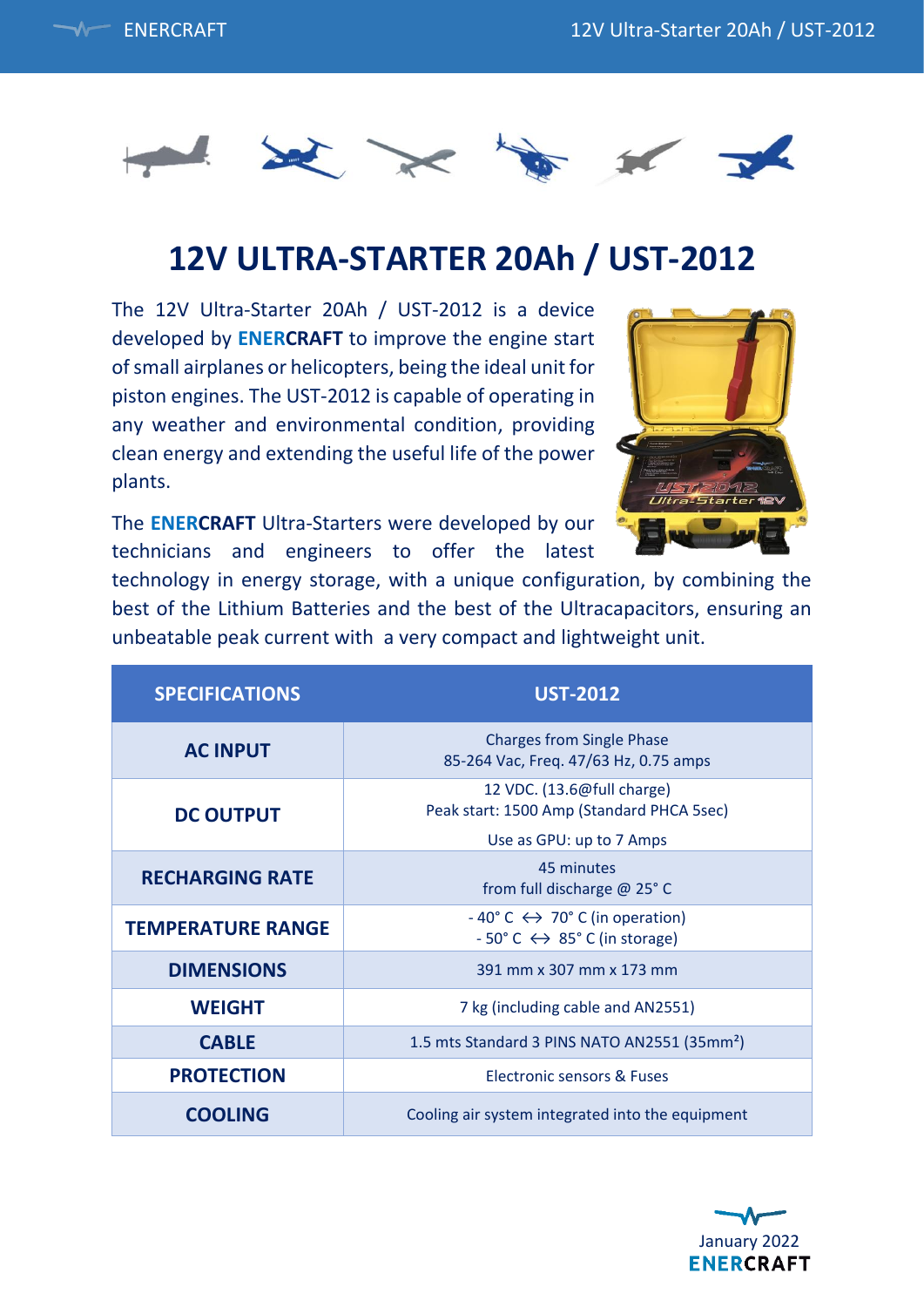# 12V ULTRA-STARTER 20Ah / UST-2012

The 12V Ultra-Starter 20Ah / UST-2012 is a device developed by **ENERCRAFT** to improve the engine start of small airplanes or helicopters, being the ideal unit for piston engines. The UST-2012 is capable of operating in any weather and environmental condition, providing clean energy and extending the useful life of the power plants.

The **ENERCRAFT** Ultra-Starters were developed by our technicians and engineers to offer the latest technology in energy storage, with a unique configuration, by combining the best of the Lithium Batteries and the best of the Ultracapacitors, ensuring an unbeatable peak current with a very compact and lightweight unit.

| SPECIFICATIONS | UST-2012 |
|---|---|
| AC INPUT | Charges from Single Phase<br>85-264 Vac, Freq. 47/63 Hz, 0.75 amps |
| DC OUTPUT | 12 VDC. (13.6@full charge)<br>Peak start: 1500 Amp (Standard PHCA 5sec)<br>Use as GPU: up to 7 Amps |
| RECHARGING RATE | 45 minutes<br>from full discharge @ 25° C |
| TEMPERATURE RANGE | - 40° C ↔ 70° C (in operation)<br>- 50° C ↔ 85° C (in storage) |
| DIMENSIONS | 391 mm x 307 mm x 173 mm |
| WEIGHT | 7 kg (including cable and AN2551) |
| CABLE | 1.5 mts Standard 3 PINS NATO AN2551 (35mm²) |
| PROTECTION | Electronic sensors & Fuses |
| COOLING | Cooling air system integrated into the equipment |

January 2022
ENERCRAFT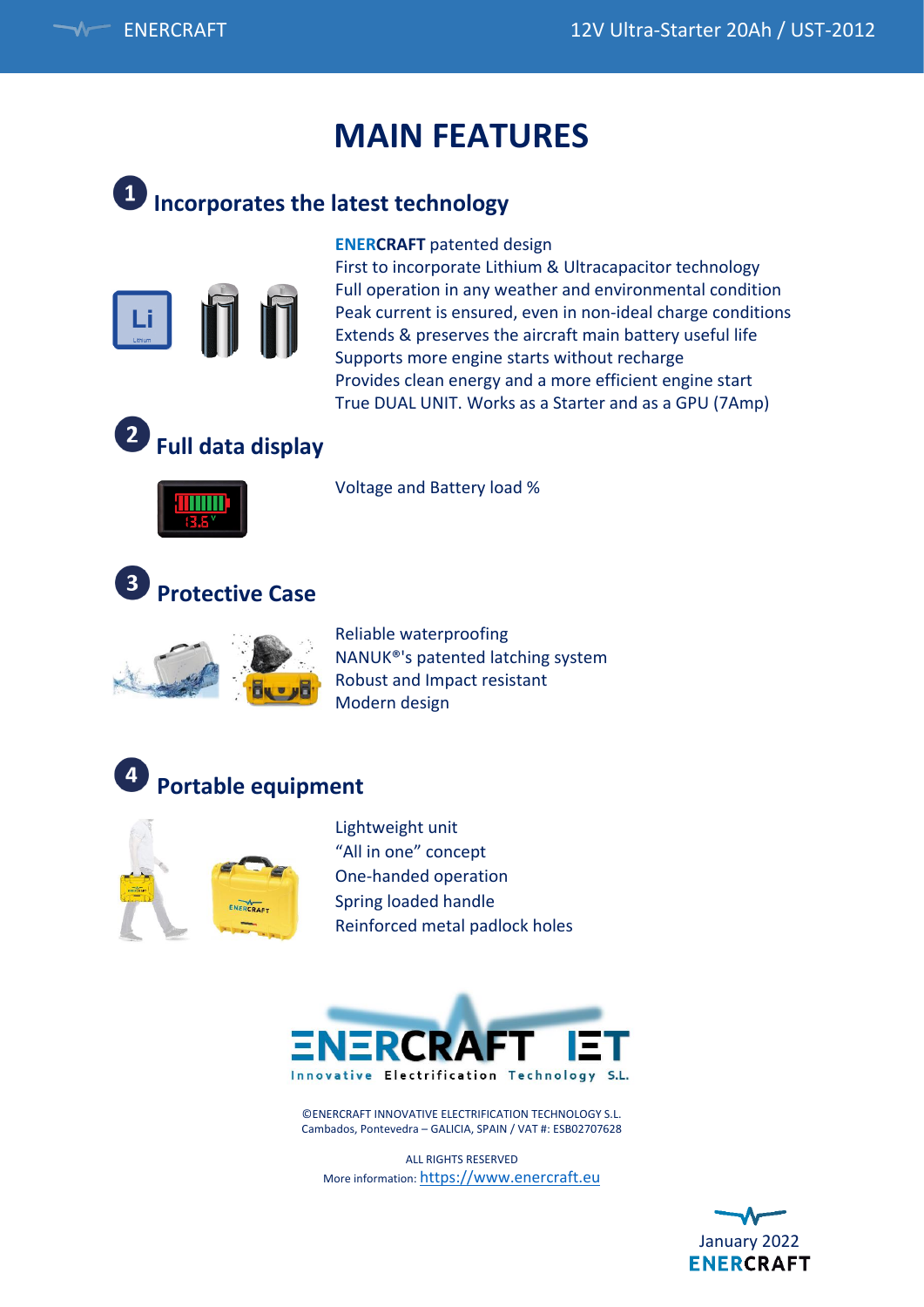# MAIN FEATURES

## 1 Incorporates the latest technology

**ENERCRAFT** patented design
First to incorporate Lithium & Ultracapacitor technology
Full operation in any weather and environmental condition
Peak current is ensured, even in non-ideal charge conditions
Extends & preserves the aircraft main battery useful life
Supports more engine starts without recharge
Provides clean energy and a more efficient engine start
True DUAL UNIT. Works as a Starter and as a GPU (7Amp)

## 2 Full data display

Voltage and Battery load %

## 3 Protective Case

Reliable waterproofing
NANUK®'s patented latching system
Robust and Impact resistant
Modern design

## 4 Portable equipment

Lightweight unit
“All in one” concept
One-handed operation
Spring loaded handle
Reinforced metal padlock holes

ENERCRAFT IET
Innovative Electrification Technology S.L.

©ENERCRAFT INNOVATIVE ELECTRIFICATION TECHNOLOGY S.L.
Cambados, Pontevedra – GALICIA, SPAIN / VAT #: ESB02707628

ALL RIGHTS RESERVED
More information: https://www.enercraft.eu

January 2022
ENERCRAFT